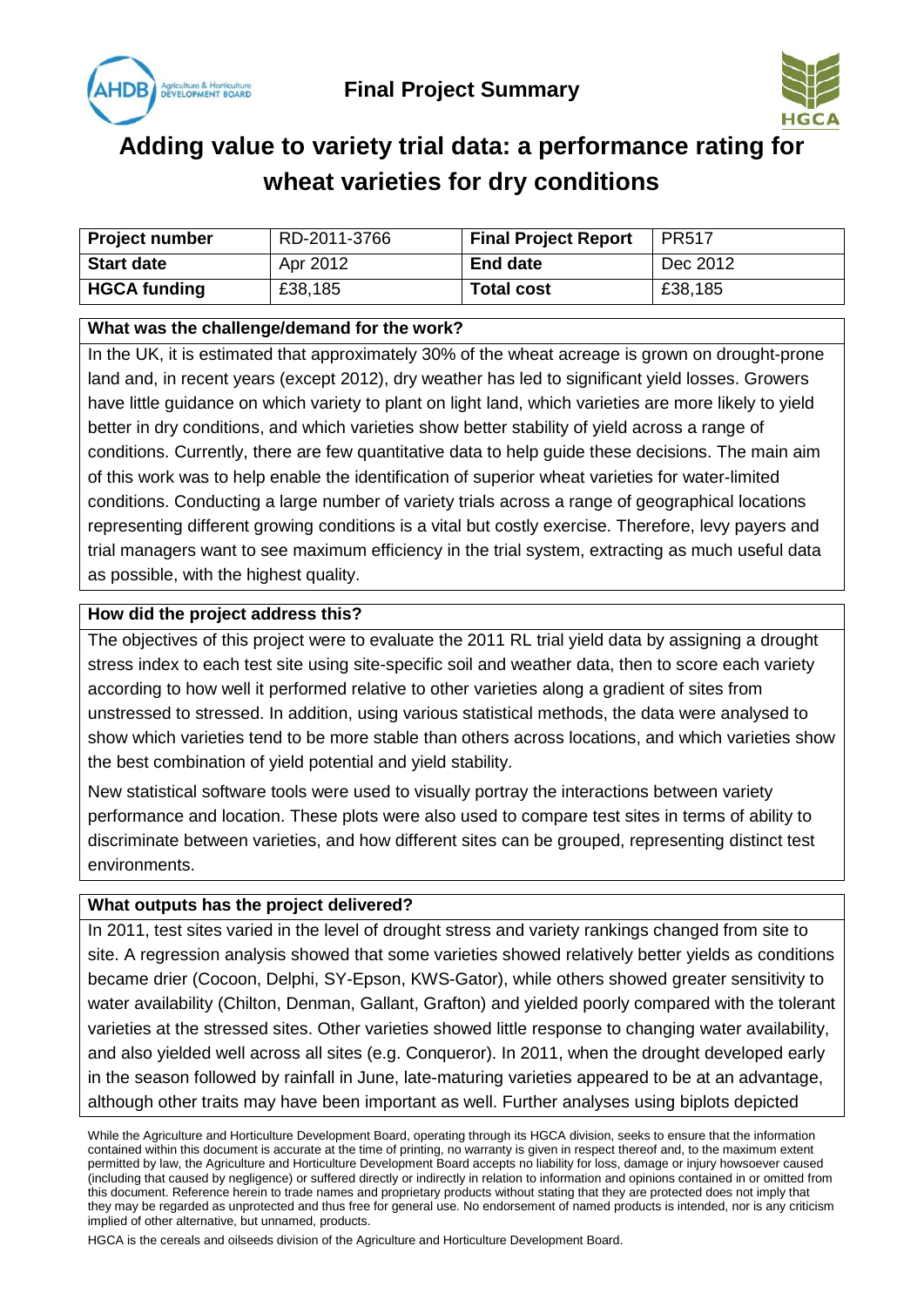**Final Project Summary**

# Adding value to variety trial data: a performance rating for wheat varieties for dry conditions

| **Project number** | RD-2011-3766 | **Final Project Report** | PR517 |
|---|---|---|---|
| **Start date** | Apr 2012 | **End date** | Dec 2012 |
| **HGCA funding** | £38,185 | **Total cost** | £38,185 |

**What was the challenge/demand for the work?**

In the UK, it is estimated that approximately 30% of the wheat acreage is grown on drought-prone land and, in recent years (except 2012), dry weather has led to significant yield losses. Growers have little guidance on which variety to plant on light land, which varieties are more likely to yield better in dry conditions, and which varieties show better stability of yield across a range of conditions. Currently, there are few quantitative data to help guide these decisions. The main aim of this work was to help enable the identification of superior wheat varieties for water-limited conditions. Conducting a large number of variety trials across a range of geographical locations representing different growing conditions is a vital but costly exercise. Therefore, levy payers and trial managers want to see maximum efficiency in the trial system, extracting as much useful data as possible, with the highest quality.

**How did the project address this?**

The objectives of this project were to evaluate the 2011 RL trial yield data by assigning a drought stress index to each test site using site-specific soil and weather data, then to score each variety according to how well it performed relative to other varieties along a gradient of sites from unstressed to stressed. In addition, using various statistical methods, the data were analysed to show which varieties tend to be more stable than others across locations, and which varieties show the best combination of yield potential and yield stability.

New statistical software tools were used to visually portray the interactions between variety performance and location. These plots were also used to compare test sites in terms of ability to discriminate between varieties, and how different sites can be grouped, representing distinct test environments.

**What outputs has the project delivered?**

In 2011, test sites varied in the level of drought stress and variety rankings changed from site to site. A regression analysis showed that some varieties showed relatively better yields as conditions became drier (Cocoon, Delphi, SY-Epson, KWS-Gator), while others showed greater sensitivity to water availability (Chilton, Denman, Gallant, Grafton) and yielded poorly compared with the tolerant varieties at the stressed sites. Other varieties showed little response to changing water availability, and also yielded well across all sites (e.g. Conqueror). In 2011, when the drought developed early in the season followed by rainfall in June, late-maturing varieties appeared to be at an advantage, although other traits may have been important as well. Further analyses using biplots depicted

While the Agriculture and Horticulture Development Board, operating through its HGCA division, seeks to ensure that the information contained within this document is accurate at the time of printing, no warranty is given in respect thereof and, to the maximum extent permitted by law, the Agriculture and Horticulture Development Board accepts no liability for loss, damage or injury howsoever caused (including that caused by negligence) or suffered directly or indirectly in relation to information and opinions contained in or omitted from this document. Reference herein to trade names and proprietary products without stating that they are protected does not imply that they may be regarded as unprotected and thus free for general use. No endorsement of named products is intended, nor is any criticism implied of other alternative, but unnamed, products.

HGCA is the cereals and oilseeds division of the Agriculture and Horticulture Development Board.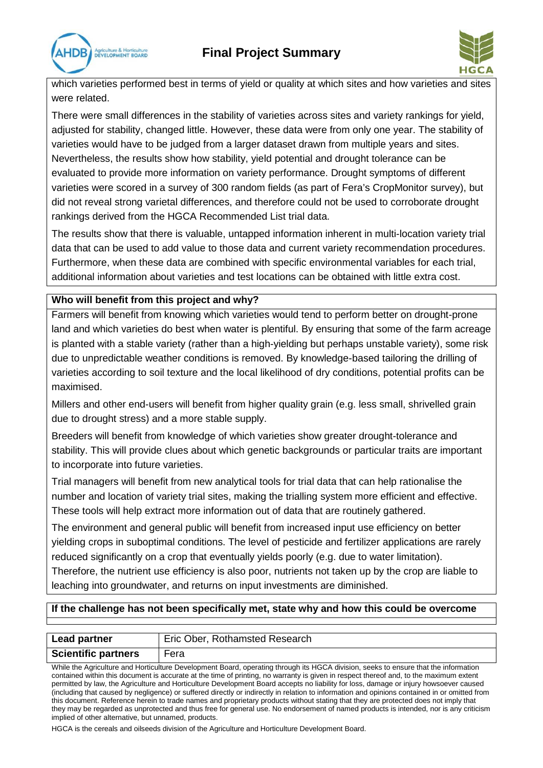which varieties performed best in terms of yield or quality at which sites and how varieties and sites were related.

There were small differences in the stability of varieties across sites and variety rankings for yield, adjusted for stability, changed little. However, these data were from only one year. The stability of varieties would have to be judged from a larger dataset drawn from multiple years and sites. Nevertheless, the results show how stability, yield potential and drought tolerance can be evaluated to provide more information on variety performance. Drought symptoms of different varieties were scored in a survey of 300 random fields (as part of Fera's CropMonitor survey), but did not reveal strong varietal differences, and therefore could not be used to corroborate drought rankings derived from the HGCA Recommended List trial data.

The results show that there is valuable, untapped information inherent in multi-location variety trial data that can be used to add value to those data and current variety recommendation procedures. Furthermore, when these data are combined with specific environmental variables for each trial, additional information about varieties and test locations can be obtained with little extra cost.

**Who will benefit from this project and why?**

Farmers will benefit from knowing which varieties would tend to perform better on drought-prone land and which varieties do best when water is plentiful. By ensuring that some of the farm acreage is planted with a stable variety (rather than a high-yielding but perhaps unstable variety), some risk due to unpredictable weather conditions is removed. By knowledge-based tailoring the drilling of varieties according to soil texture and the local likelihood of dry conditions, potential profits can be maximised.

Millers and other end-users will benefit from higher quality grain (e.g. less small, shrivelled grain due to drought stress) and a more stable supply.

Breeders will benefit from knowledge of which varieties show greater drought-tolerance and stability. This will provide clues about which genetic backgrounds or particular traits are important to incorporate into future varieties.

Trial managers will benefit from new analytical tools for trial data that can help rationalise the number and location of variety trial sites, making the trialling system more efficient and effective. These tools will help extract more information out of data that are routinely gathered.

The environment and general public will benefit from increased input use efficiency on better yielding crops in suboptimal conditions. The level of pesticide and fertilizer applications are rarely reduced significantly on a crop that eventually yields poorly (e.g. due to water limitation). Therefore, the nutrient use efficiency is also poor, nutrients not taken up by the crop are liable to leaching into groundwater, and returns on input investments are diminished.

**If the challenge has not been specifically met, state why and how this could be overcome**

| | |
|---|---|
| **Lead partner** | Eric Ober, Rothamsted Research |
| **Scientific partners** | Fera |

While the Agriculture and Horticulture Development Board, operating through its HGCA division, seeks to ensure that the information contained within this document is accurate at the time of printing, no warranty is given in respect thereof and, to the maximum extent permitted by law, the Agriculture and Horticulture Development Board accepts no liability for loss, damage or injury howsoever caused (including that caused by negligence) or suffered directly or indirectly in relation to information and opinions contained in or omitted from this document. Reference herein to trade names and proprietary products without stating that they are protected does not imply that they may be regarded as unprotected and thus free for general use. No endorsement of named products is intended, nor is any criticism implied of other alternative, but unnamed, products.

HGCA is the cereals and oilseeds division of the Agriculture and Horticulture Development Board.